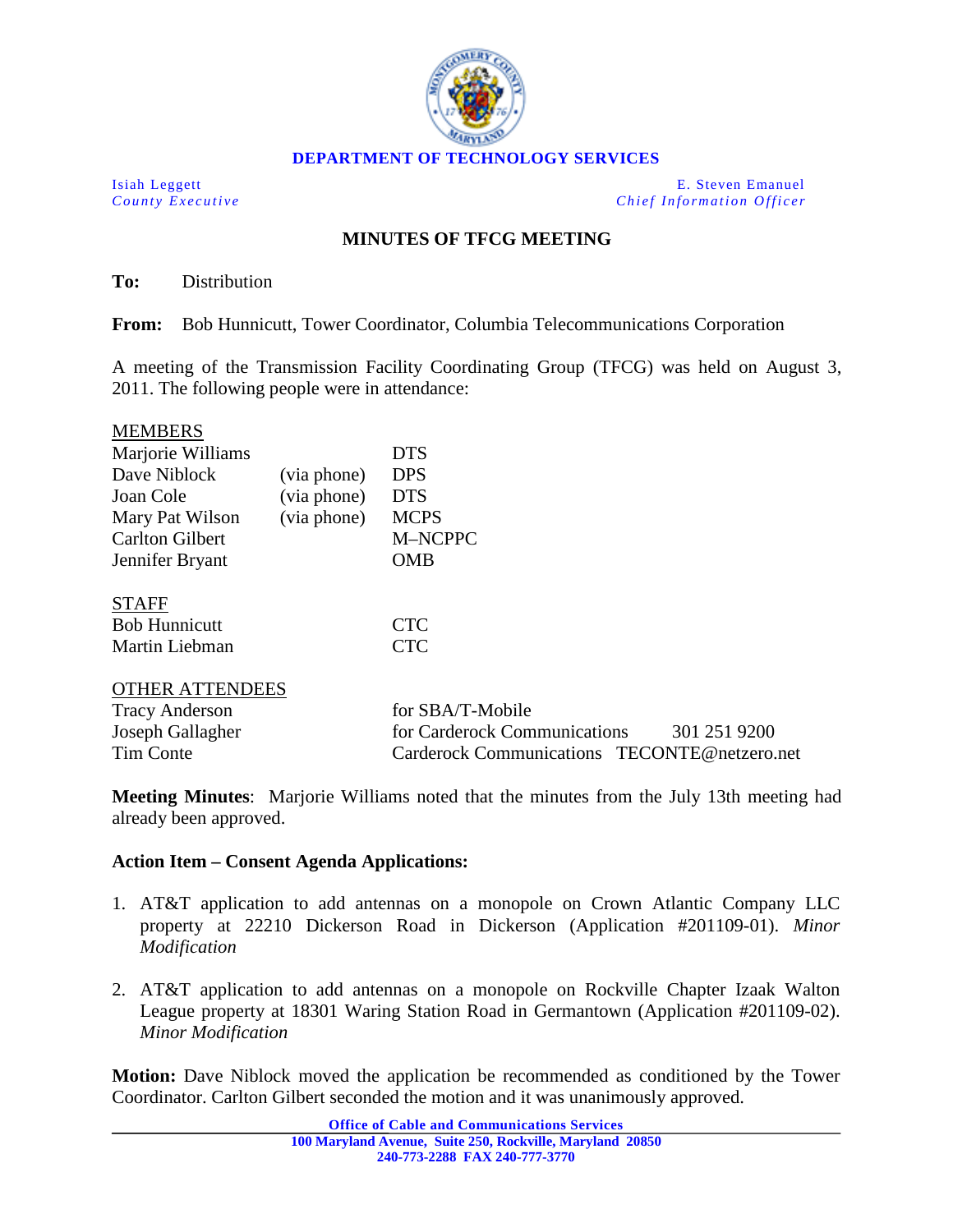**DEPARTMENT OF TECHNOLOGY SERVICES**

| | |
|---|---|
| Isiah Leggett<br>*County Executive* | E. Steven Emanuel<br>*Chief Information Officer* |

## MINUTES OF TFCG MEETING

**To:** Distribution

**From:** Bob Hunnicutt, Tower Coordinator, Columbia Telecommunications Corporation

A meeting of the Transmission Facility Coordinating Group (TFCG) was held on August 3, 2011. The following people were in attendance:

<u>MEMBERS</u>

| | | |
|---|---|---|
| Marjorie Williams | | DTS |
| Dave Niblock | (via phone) | DPS |
| Joan Cole | (via phone) | DTS |
| Mary Pat Wilson | (via phone) | MCPS |
| Carlton Gilbert | | M–NCPPC |
| Jennifer Bryant | | OMB |

<u>STAFF</u>

| | |
|---|---|
| Bob Hunnicutt | CTC |
| Martin Liebman | CTC |

<u>OTHER ATTENDEES</u>

| | | |
|---|---|---|
| Tracy Anderson | for SBA/T-Mobile | |
| Joseph Gallagher | for Carderock Communications | 301 251 9200 |
| Tim Conte | Carderock Communications | TECONTE@netzero.net |

**Meeting Minutes**: Marjorie Williams noted that the minutes from the July 13th meeting had already been approved.

### Action Item – Consent Agenda Applications:

1. AT&T application to add antennas on a monopole on Crown Atlantic Company LLC property at 22210 Dickerson Road in Dickerson (Application #201109-01). *Minor Modification*

2. AT&T application to add antennas on a monopole on Rockville Chapter Izaak Walton League property at 18301 Waring Station Road in Germantown (Application #201109-02). *Minor Modification*

**Motion:** Dave Niblock moved the application be recommended as conditioned by the Tower Coordinator. Carlton Gilbert seconded the motion and it was unanimously approved.

**Office of Cable and Communications Services**
**100 Maryland Avenue, Suite 250, Rockville, Maryland 20850**
**240-773-2288 FAX 240-777-3770**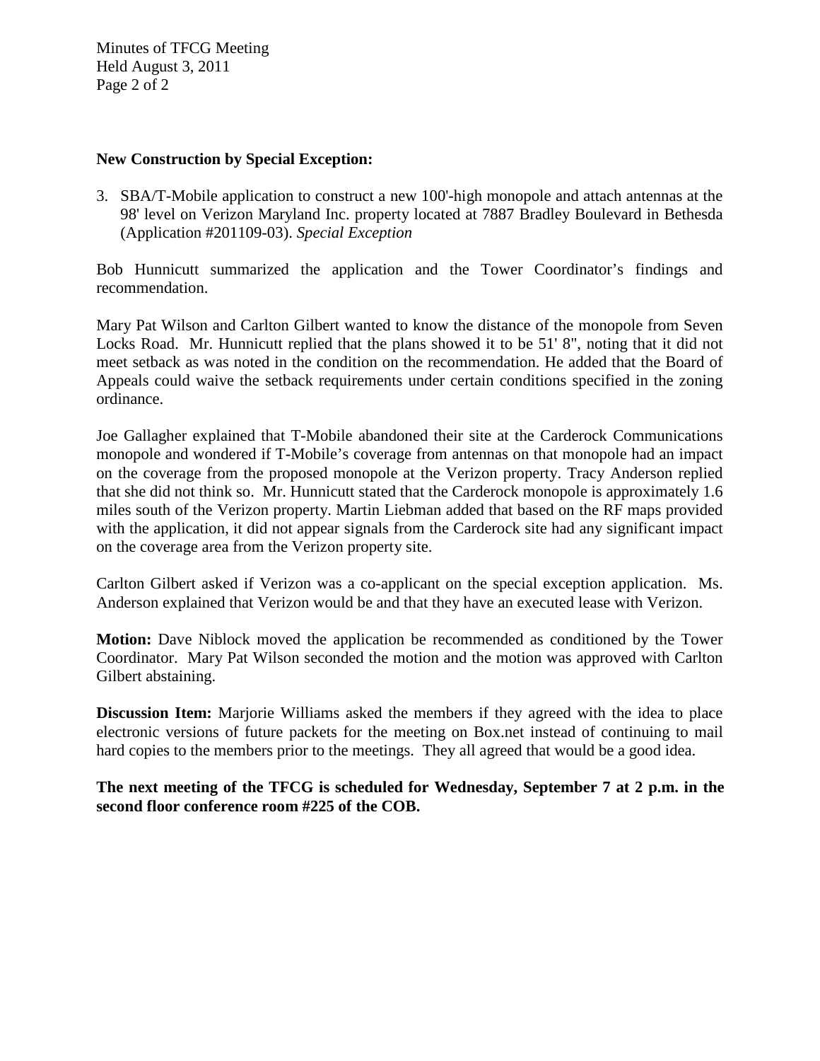**New Construction by Special Exception:**

3. SBA/T-Mobile application to construct a new 100'-high monopole and attach antennas at the 98' level on Verizon Maryland Inc. property located at 7887 Bradley Boulevard in Bethesda (Application #201109-03). *Special Exception*

Bob Hunnicutt summarized the application and the Tower Coordinator's findings and recommendation.

Mary Pat Wilson and Carlton Gilbert wanted to know the distance of the monopole from Seven Locks Road. Mr. Hunnicutt replied that the plans showed it to be 51' 8", noting that it did not meet setback as was noted in the condition on the recommendation. He added that the Board of Appeals could waive the setback requirements under certain conditions specified in the zoning ordinance.

Joe Gallagher explained that T-Mobile abandoned their site at the Carderock Communications monopole and wondered if T-Mobile's coverage from antennas on that monopole had an impact on the coverage from the proposed monopole at the Verizon property. Tracy Anderson replied that she did not think so. Mr. Hunnicutt stated that the Carderock monopole is approximately 1.6 miles south of the Verizon property. Martin Liebman added that based on the RF maps provided with the application, it did not appear signals from the Carderock site had any significant impact on the coverage area from the Verizon property site.

Carlton Gilbert asked if Verizon was a co-applicant on the special exception application. Ms. Anderson explained that Verizon would be and that they have an executed lease with Verizon.

**Motion:** Dave Niblock moved the application be recommended as conditioned by the Tower Coordinator. Mary Pat Wilson seconded the motion and the motion was approved with Carlton Gilbert abstaining.

**Discussion Item:** Marjorie Williams asked the members if they agreed with the idea to place electronic versions of future packets for the meeting on Box.net instead of continuing to mail hard copies to the members prior to the meetings. They all agreed that would be a good idea.

**The next meeting of the TFCG is scheduled for Wednesday, September 7 at 2 p.m. in the second floor conference room #225 of the COB.**